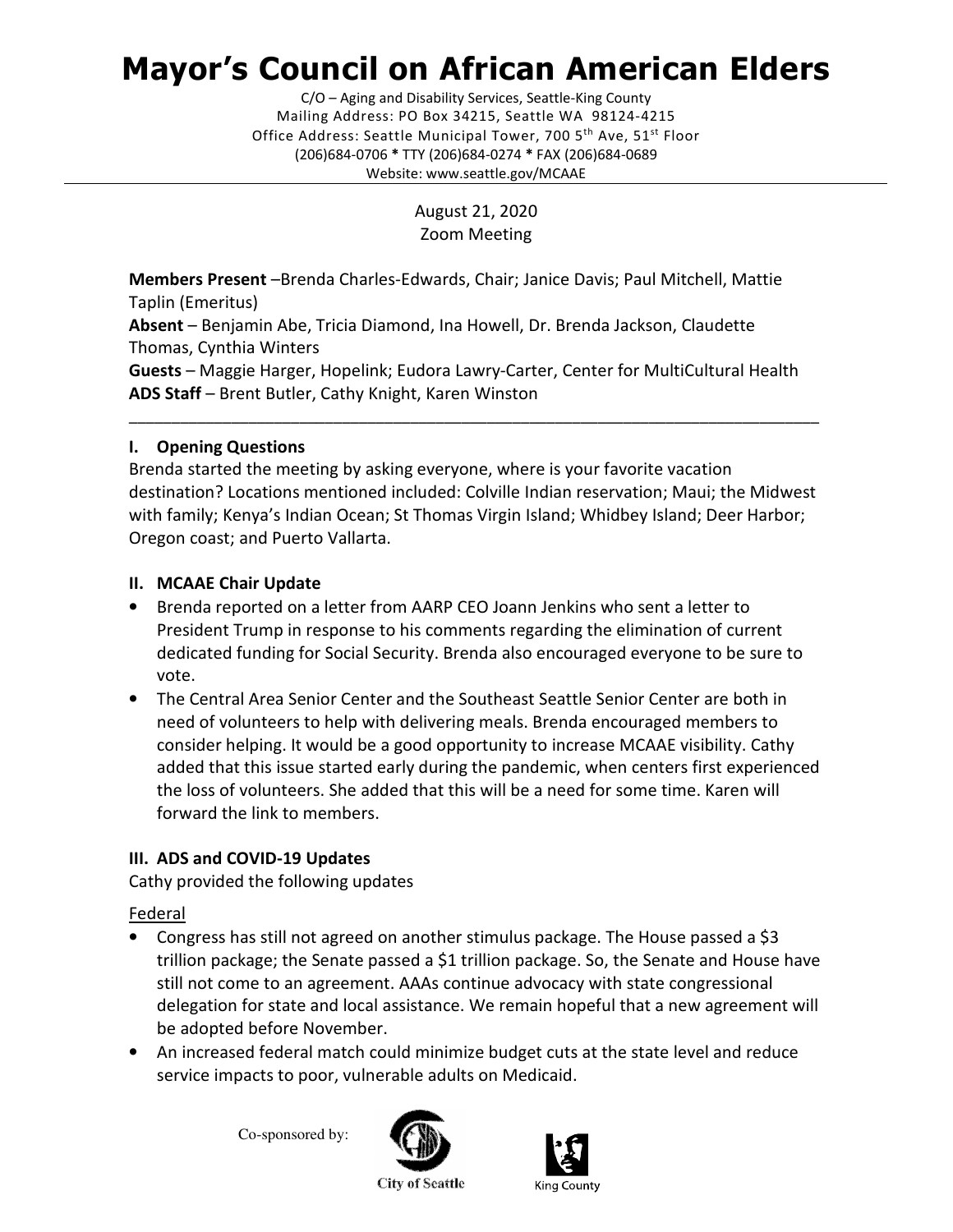# Mayor's Council on African American Elders

C/O – Aging and Disability Services, Seattle-King County
Mailing Address: PO Box 34215, Seattle WA 98124-4215
Office Address: Seattle Municipal Tower, 700 5th Ave, 51st Floor
(206)684-0706 * TTY (206)684-0274 * FAX (206)684-0689
Website: www.seattle.gov/MCAAE

August 21, 2020
Zoom Meeting

**Members Present** –Brenda Charles-Edwards, Chair; Janice Davis; Paul Mitchell, Mattie Taplin (Emeritus)
**Absent** – Benjamin Abe, Tricia Diamond, Ina Howell, Dr. Brenda Jackson, Claudette Thomas, Cynthia Winters
**Guests** – Maggie Harger, Hopelink; Eudora Lawry-Carter, Center for MultiCultural Health
**ADS Staff** – Brent Butler, Cathy Knight, Karen Winston

---

## I. Opening Questions

Brenda started the meeting by asking everyone, where is your favorite vacation destination? Locations mentioned included: Colville Indian reservation; Maui; the Midwest with family; Kenya's Indian Ocean; St Thomas Virgin Island; Whidbey Island; Deer Harbor; Oregon coast; and Puerto Vallarta.

## II. MCAAE Chair Update

- Brenda reported on a letter from AARP CEO Joann Jenkins who sent a letter to President Trump in response to his comments regarding the elimination of current dedicated funding for Social Security. Brenda also encouraged everyone to be sure to vote.
- The Central Area Senior Center and the Southeast Seattle Senior Center are both in need of volunteers to help with delivering meals. Brenda encouraged members to consider helping. It would be a good opportunity to increase MCAAE visibility. Cathy added that this issue started early during the pandemic, when centers first experienced the loss of volunteers. She added that this will be a need for some time. Karen will forward the link to members.

## III. ADS and COVID-19 Updates

Cathy provided the following updates

Federal

- Congress has still not agreed on another stimulus package. The House passed a $3 trillion package; the Senate passed a $1 trillion package. So, the Senate and House have still not come to an agreement. AAAs continue advocacy with state congressional delegation for state and local assistance. We remain hopeful that a new agreement will be adopted before November.
- An increased federal match could minimize budget cuts at the state level and reduce service impacts to poor, vulnerable adults on Medicaid.

Co-sponsored by: City of Seattle, King County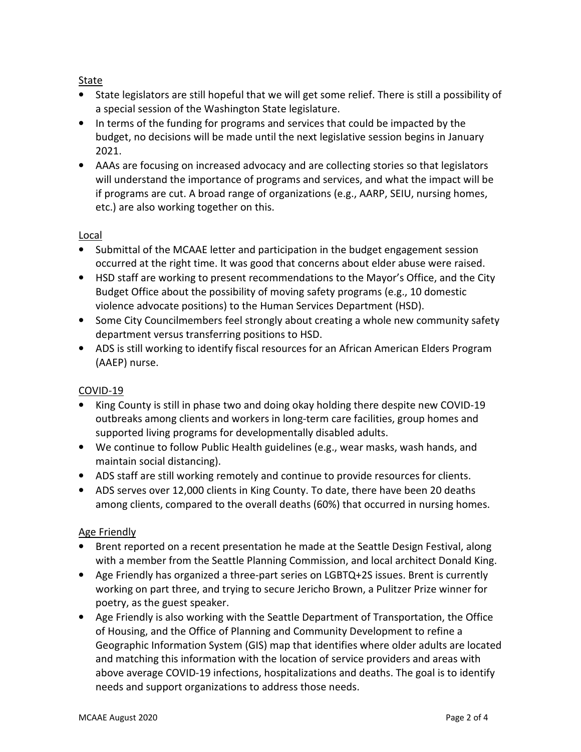State

- State legislators are still hopeful that we will get some relief. There is still a possibility of a special session of the Washington State legislature.
- In terms of the funding for programs and services that could be impacted by the budget, no decisions will be made until the next legislative session begins in January 2021.
- AAAs are focusing on increased advocacy and are collecting stories so that legislators will understand the importance of programs and services, and what the impact will be if programs are cut. A broad range of organizations (e.g., AARP, SEIU, nursing homes, etc.) are also working together on this.

Local

- Submittal of the MCAAE letter and participation in the budget engagement session occurred at the right time. It was good that concerns about elder abuse were raised.
- HSD staff are working to present recommendations to the Mayor's Office, and the City Budget Office about the possibility of moving safety programs (e.g., 10 domestic violence advocate positions) to the Human Services Department (HSD).
- Some City Councilmembers feel strongly about creating a whole new community safety department versus transferring positions to HSD.
- ADS is still working to identify fiscal resources for an African American Elders Program (AAEP) nurse.

COVID-19

- King County is still in phase two and doing okay holding there despite new COVID-19 outbreaks among clients and workers in long-term care facilities, group homes and supported living programs for developmentally disabled adults.
- We continue to follow Public Health guidelines (e.g., wear masks, wash hands, and maintain social distancing).
- ADS staff are still working remotely and continue to provide resources for clients.
- ADS serves over 12,000 clients in King County. To date, there have been 20 deaths among clients, compared to the overall deaths (60%) that occurred in nursing homes.

Age Friendly

- Brent reported on a recent presentation he made at the Seattle Design Festival, along with a member from the Seattle Planning Commission, and local architect Donald King.
- Age Friendly has organized a three-part series on LGBTQ+2S issues. Brent is currently working on part three, and trying to secure Jericho Brown, a Pulitzer Prize winner for poetry, as the guest speaker.
- Age Friendly is also working with the Seattle Department of Transportation, the Office of Housing, and the Office of Planning and Community Development to refine a Geographic Information System (GIS) map that identifies where older adults are located and matching this information with the location of service providers and areas with above average COVID-19 infections, hospitalizations and deaths. The goal is to identify needs and support organizations to address those needs.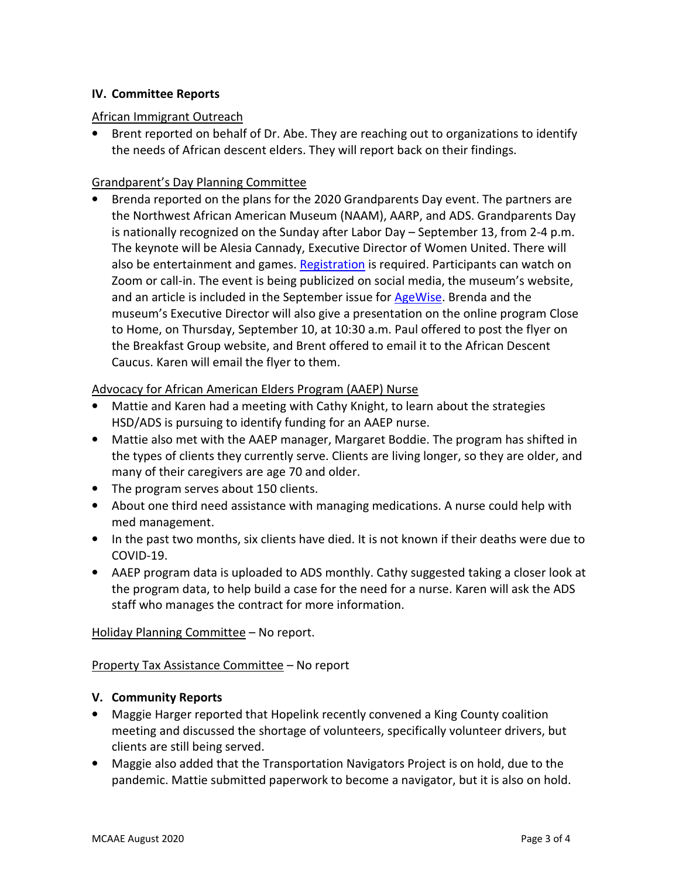## IV. Committee Reports

African Immigrant Outreach

- Brent reported on behalf of Dr. Abe. They are reaching out to organizations to identify the needs of African descent elders. They will report back on their findings.

Grandparent's Day Planning Committee

- Brenda reported on the plans for the 2020 Grandparents Day event. The partners are the Northwest African American Museum (NAAM), AARP, and ADS. Grandparents Day is nationally recognized on the Sunday after Labor Day – September 13, from 2-4 p.m. The keynote will be Alesia Cannady, Executive Director of Women United. There will also be entertainment and games. Registration is required. Participants can watch on Zoom or call-in. The event is being publicized on social media, the museum's website, and an article is included in the September issue for AgeWise. Brenda and the museum's Executive Director will also give a presentation on the online program Close to Home, on Thursday, September 10, at 10:30 a.m. Paul offered to post the flyer on the Breakfast Group website, and Brent offered to email it to the African Descent Caucus. Karen will email the flyer to them.

Advocacy for African American Elders Program (AAEP) Nurse

- Mattie and Karen had a meeting with Cathy Knight, to learn about the strategies HSD/ADS is pursuing to identify funding for an AAEP nurse.
- Mattie also met with the AAEP manager, Margaret Boddie. The program has shifted in the types of clients they currently serve. Clients are living longer, so they are older, and many of their caregivers are age 70 and older.
- The program serves about 150 clients.
- About one third need assistance with managing medications. A nurse could help with med management.
- In the past two months, six clients have died. It is not known if their deaths were due to COVID-19.
- AAEP program data is uploaded to ADS monthly. Cathy suggested taking a closer look at the program data, to help build a case for the need for a nurse. Karen will ask the ADS staff who manages the contract for more information.

Holiday Planning Committee – No report.

Property Tax Assistance Committee – No report

## V. Community Reports

- Maggie Harger reported that Hopelink recently convened a King County coalition meeting and discussed the shortage of volunteers, specifically volunteer drivers, but clients are still being served.
- Maggie also added that the Transportation Navigators Project is on hold, due to the pandemic. Mattie submitted paperwork to become a navigator, but it is also on hold.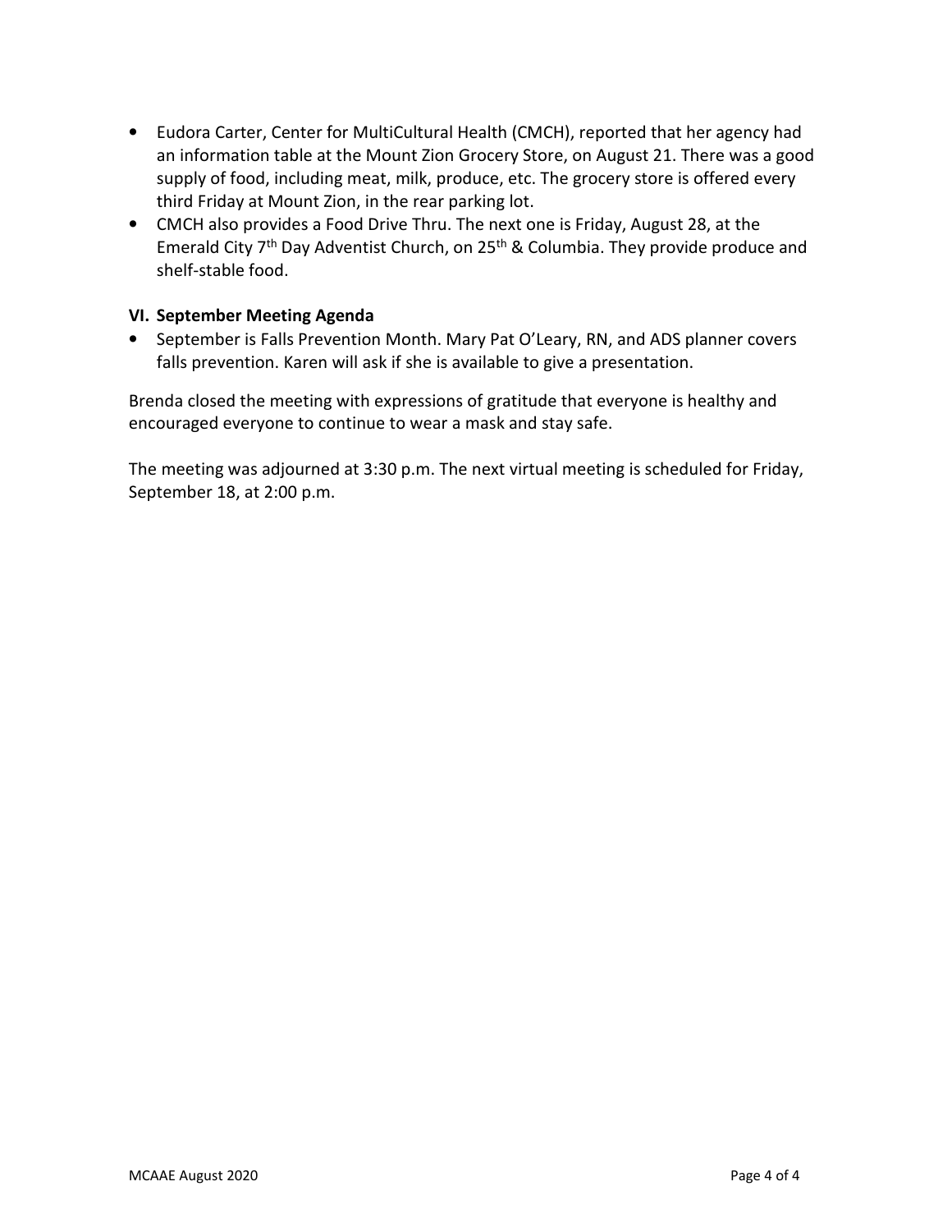- Eudora Carter, Center for MultiCultural Health (CMCH), reported that her agency had an information table at the Mount Zion Grocery Store, on August 21. There was a good supply of food, including meat, milk, produce, etc. The grocery store is offered every third Friday at Mount Zion, in the rear parking lot.
- CMCH also provides a Food Drive Thru. The next one is Friday, August 28, at the Emerald City 7th Day Adventist Church, on 25th & Columbia. They provide produce and shelf-stable food.

### VI. September Meeting Agenda

- September is Falls Prevention Month. Mary Pat O'Leary, RN, and ADS planner covers falls prevention. Karen will ask if she is available to give a presentation.

Brenda closed the meeting with expressions of gratitude that everyone is healthy and encouraged everyone to continue to wear a mask and stay safe.

The meeting was adjourned at 3:30 p.m. The next virtual meeting is scheduled for Friday, September 18, at 2:00 p.m.